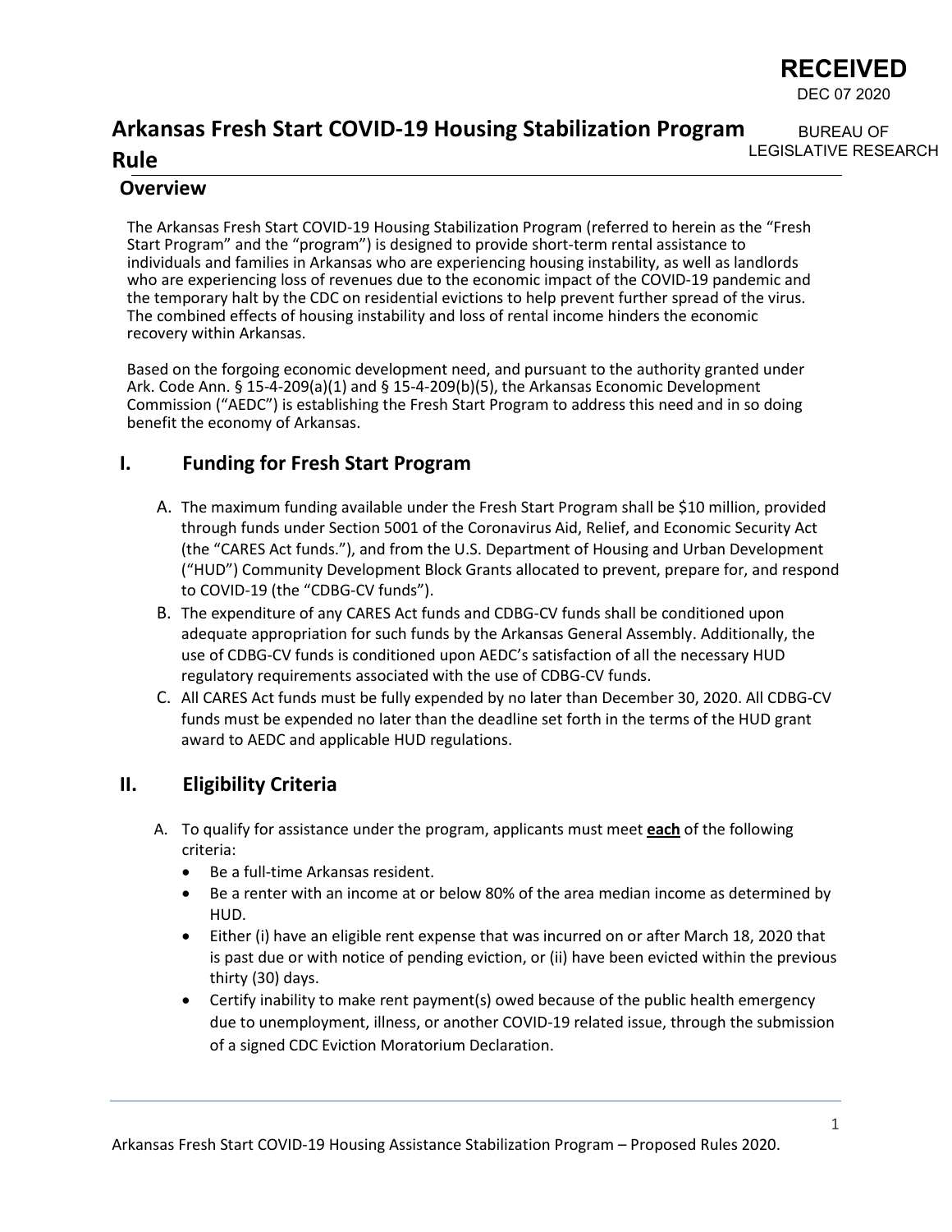RECEIVED
DEC 07 2020

BUREAU OF
LEGISLATIVE RESEARCH

# Arkansas Fresh Start COVID-19 Housing Stabilization Program Rule

## Overview

The Arkansas Fresh Start COVID-19 Housing Stabilization Program (referred to herein as the "Fresh Start Program" and the "program") is designed to provide short-term rental assistance to individuals and families in Arkansas who are experiencing housing instability, as well as landlords who are experiencing loss of revenues due to the economic impact of the COVID-19 pandemic and the temporary halt by the CDC on residential evictions to help prevent further spread of the virus. The combined effects of housing instability and loss of rental income hinders the economic recovery within Arkansas.

Based on the forgoing economic development need, and pursuant to the authority granted under Ark. Code Ann. § 15-4-209(a)(1) and § 15-4-209(b)(5), the Arkansas Economic Development Commission ("AEDC") is establishing the Fresh Start Program to address this need and in so doing benefit the economy of Arkansas.

## I. Funding for Fresh Start Program

A. The maximum funding available under the Fresh Start Program shall be $10 million, provided through funds under Section 5001 of the Coronavirus Aid, Relief, and Economic Security Act (the "CARES Act funds."), and from the U.S. Department of Housing and Urban Development ("HUD") Community Development Block Grants allocated to prevent, prepare for, and respond to COVID-19 (the "CDBG-CV funds").

B. The expenditure of any CARES Act funds and CDBG-CV funds shall be conditioned upon adequate appropriation for such funds by the Arkansas General Assembly. Additionally, the use of CDBG-CV funds is conditioned upon AEDC's satisfaction of all the necessary HUD regulatory requirements associated with the use of CDBG-CV funds.

C. All CARES Act funds must be fully expended by no later than December 30, 2020. All CDBG-CV funds must be expended no later than the deadline set forth in the terms of the HUD grant award to AEDC and applicable HUD regulations.

## II. Eligibility Criteria

A. To qualify for assistance under the program, applicants must meet **each** of the following criteria:

- Be a full-time Arkansas resident.
- Be a renter with an income at or below 80% of the area median income as determined by HUD.
- Either (i) have an eligible rent expense that was incurred on or after March 18, 2020 that is past due or with notice of pending eviction, or (ii) have been evicted within the previous thirty (30) days.
- Certify inability to make rent payment(s) owed because of the public health emergency due to unemployment, illness, or another COVID-19 related issue, through the submission of a signed CDC Eviction Moratorium Declaration.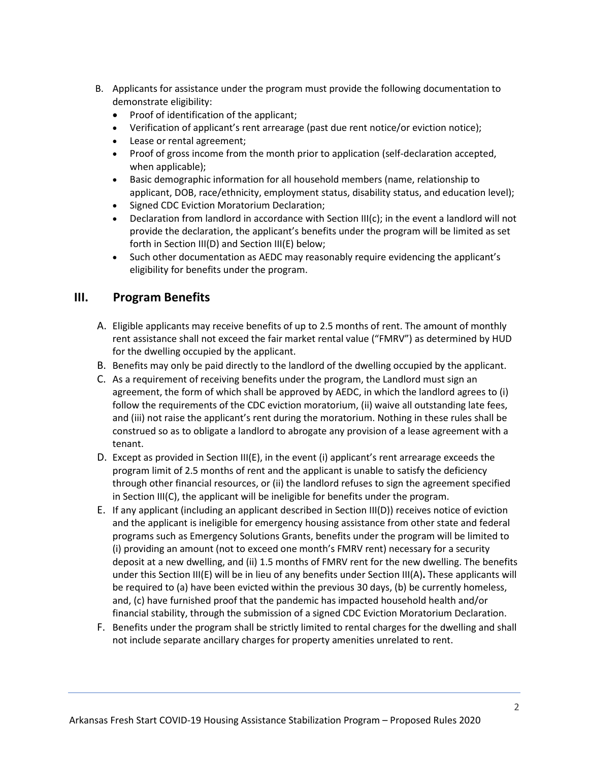B. Applicants for assistance under the program must provide the following documentation to demonstrate eligibility:
   - Proof of identification of the applicant;
   - Verification of applicant's rent arrearage (past due rent notice/or eviction notice);
   - Lease or rental agreement;
   - Proof of gross income from the month prior to application (self-declaration accepted, when applicable);
   - Basic demographic information for all household members (name, relationship to applicant, DOB, race/ethnicity, employment status, disability status, and education level);
   - Signed CDC Eviction Moratorium Declaration;
   - Declaration from landlord in accordance with Section III(c); in the event a landlord will not provide the declaration, the applicant's benefits under the program will be limited as set forth in Section III(D) and Section III(E) below;
   - Such other documentation as AEDC may reasonably require evidencing the applicant's eligibility for benefits under the program.

## III. Program Benefits

A. Eligible applicants may receive benefits of up to 2.5 months of rent. The amount of monthly rent assistance shall not exceed the fair market rental value ("FMRV") as determined by HUD for the dwelling occupied by the applicant.

B. Benefits may only be paid directly to the landlord of the dwelling occupied by the applicant.

C. As a requirement of receiving benefits under the program, the Landlord must sign an agreement, the form of which shall be approved by AEDC, in which the landlord agrees to (i) follow the requirements of the CDC eviction moratorium, (ii) waive all outstanding late fees, and (iii) not raise the applicant's rent during the moratorium. Nothing in these rules shall be construed so as to obligate a landlord to abrogate any provision of a lease agreement with a tenant.

D. Except as provided in Section III(E), in the event (i) applicant's rent arrearage exceeds the program limit of 2.5 months of rent and the applicant is unable to satisfy the deficiency through other financial resources, or (ii) the landlord refuses to sign the agreement specified in Section III(C), the applicant will be ineligible for benefits under the program.

E. If any applicant (including an applicant described in Section III(D)) receives notice of eviction and the applicant is ineligible for emergency housing assistance from other state and federal programs such as Emergency Solutions Grants, benefits under the program will be limited to (i) providing an amount (not to exceed one month's FMRV rent) necessary for a security deposit at a new dwelling, and (ii) 1.5 months of FMRV rent for the new dwelling. The benefits under this Section III(E) will be in lieu of any benefits under Section III(A). These applicants will be required to (a) have been evicted within the previous 30 days, (b) be currently homeless, and, (c) have furnished proof that the pandemic has impacted household health and/or financial stability, through the submission of a signed CDC Eviction Moratorium Declaration.

F. Benefits under the program shall be strictly limited to rental charges for the dwelling and shall not include separate ancillary charges for property amenities unrelated to rent.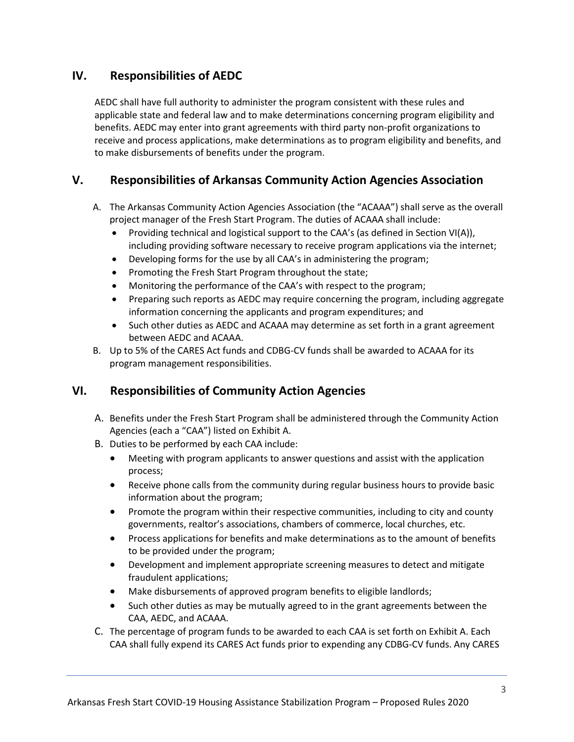## IV. Responsibilities of AEDC

AEDC shall have full authority to administer the program consistent with these rules and applicable state and federal law and to make determinations concerning program eligibility and benefits. AEDC may enter into grant agreements with third party non-profit organizations to receive and process applications, make determinations as to program eligibility and benefits, and to make disbursements of benefits under the program.

## V. Responsibilities of Arkansas Community Action Agencies Association

A. The Arkansas Community Action Agencies Association (the "ACAAA") shall serve as the overall project manager of the Fresh Start Program. The duties of ACAAA shall include:
   - Providing technical and logistical support to the CAA's (as defined in Section VI(A)), including providing software necessary to receive program applications via the internet;
   - Developing forms for the use by all CAA's in administering the program;
   - Promoting the Fresh Start Program throughout the state;
   - Monitoring the performance of the CAA's with respect to the program;
   - Preparing such reports as AEDC may require concerning the program, including aggregate information concerning the applicants and program expenditures; and
   - Such other duties as AEDC and ACAAA may determine as set forth in a grant agreement between AEDC and ACAAA.

B. Up to 5% of the CARES Act funds and CDBG-CV funds shall be awarded to ACAAA for its program management responsibilities.

## VI. Responsibilities of Community Action Agencies

A. Benefits under the Fresh Start Program shall be administered through the Community Action Agencies (each a "CAA") listed on Exhibit A.

B. Duties to be performed by each CAA include:
   - Meeting with program applicants to answer questions and assist with the application process;
   - Receive phone calls from the community during regular business hours to provide basic information about the program;
   - Promote the program within their respective communities, including to city and county governments, realtor's associations, chambers of commerce, local churches, etc.
   - Process applications for benefits and make determinations as to the amount of benefits to be provided under the program;
   - Development and implement appropriate screening measures to detect and mitigate fraudulent applications;
   - Make disbursements of approved program benefits to eligible landlords;
   - Such other duties as may be mutually agreed to in the grant agreements between the CAA, AEDC, and ACAAA.

C. The percentage of program funds to be awarded to each CAA is set forth on Exhibit A. Each CAA shall fully expend its CARES Act funds prior to expending any CDBG-CV funds. Any CARES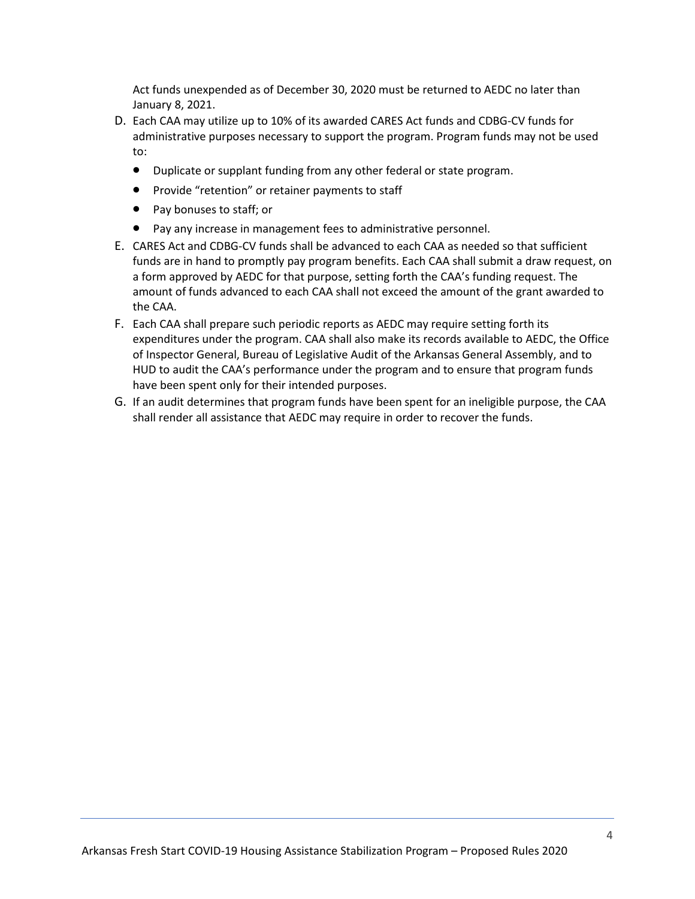Act funds unexpended as of December 30, 2020 must be returned to AEDC no later than January 8, 2021.

D. Each CAA may utilize up to 10% of its awarded CARES Act funds and CDBG-CV funds for administrative purposes necessary to support the program. Program funds may not be used to:
   - Duplicate or supplant funding from any other federal or state program.
   - Provide "retention" or retainer payments to staff
   - Pay bonuses to staff; or
   - Pay any increase in management fees to administrative personnel.

E. CARES Act and CDBG-CV funds shall be advanced to each CAA as needed so that sufficient funds are in hand to promptly pay program benefits. Each CAA shall submit a draw request, on a form approved by AEDC for that purpose, setting forth the CAA's funding request. The amount of funds advanced to each CAA shall not exceed the amount of the grant awarded to the CAA.

F. Each CAA shall prepare such periodic reports as AEDC may require setting forth its expenditures under the program. CAA shall also make its records available to AEDC, the Office of Inspector General, Bureau of Legislative Audit of the Arkansas General Assembly, and to HUD to audit the CAA's performance under the program and to ensure that program funds have been spent only for their intended purposes.

G. If an audit determines that program funds have been spent for an ineligible purpose, the CAA shall render all assistance that AEDC may require in order to recover the funds.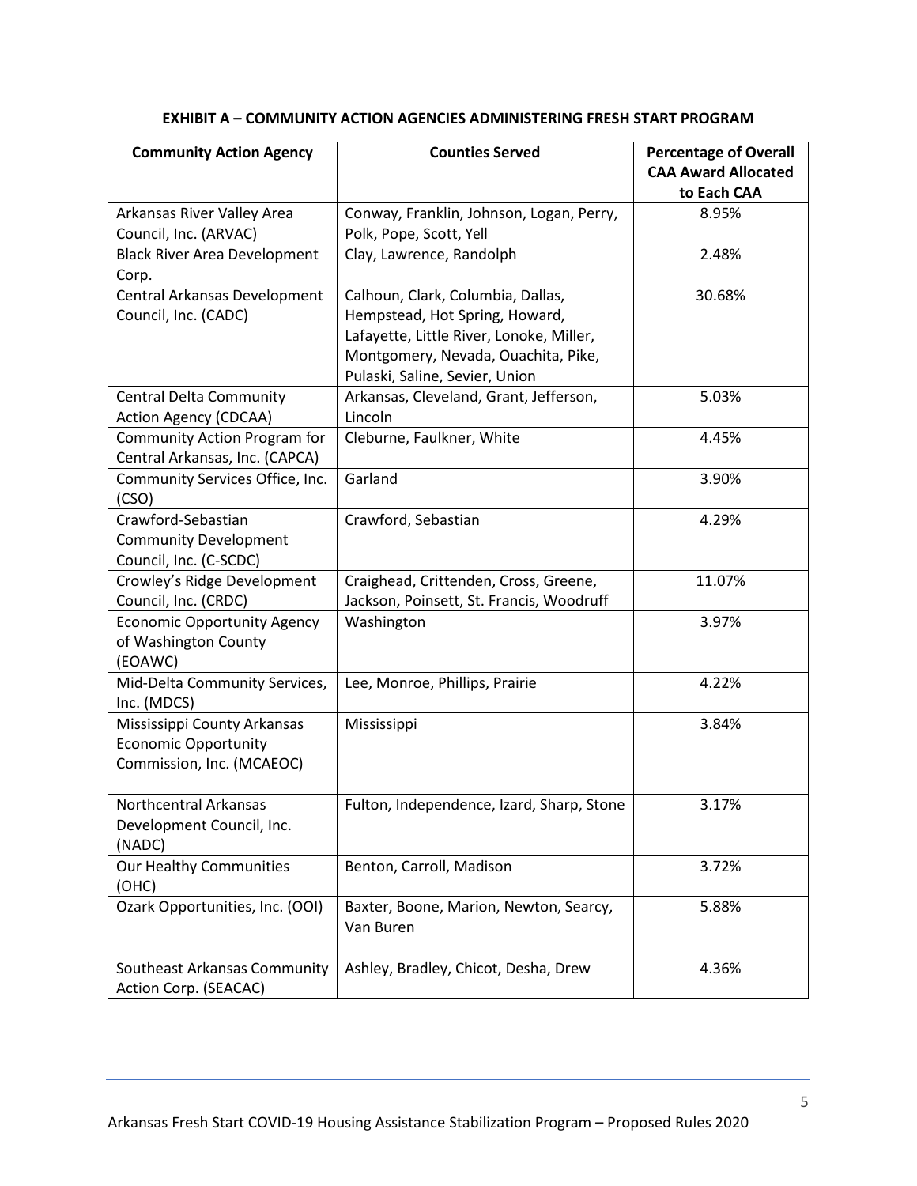**EXHIBIT A – COMMUNITY ACTION AGENCIES ADMINISTERING FRESH START PROGRAM**

| Community Action Agency | Counties Served | Percentage of Overall CAA Award Allocated to Each CAA |
|---|---|---|
| Arkansas River Valley Area Council, Inc. (ARVAC) | Conway, Franklin, Johnson, Logan, Perry, Polk, Pope, Scott, Yell | 8.95% |
| Black River Area Development Corp. | Clay, Lawrence, Randolph | 2.48% |
| Central Arkansas Development Council, Inc. (CADC) | Calhoun, Clark, Columbia, Dallas, Hempstead, Hot Spring, Howard, Lafayette, Little River, Lonoke, Miller, Montgomery, Nevada, Ouachita, Pike, Pulaski, Saline, Sevier, Union | 30.68% |
| Central Delta Community Action Agency (CDCAA) | Arkansas, Cleveland, Grant, Jefferson, Lincoln | 5.03% |
| Community Action Program for Central Arkansas, Inc. (CAPCA) | Cleburne, Faulkner, White | 4.45% |
| Community Services Office, Inc. (CSO) | Garland | 3.90% |
| Crawford-Sebastian Community Development Council, Inc. (C-SCDC) | Crawford, Sebastian | 4.29% |
| Crowley's Ridge Development Council, Inc. (CRDC) | Craighead, Crittenden, Cross, Greene, Jackson, Poinsett, St. Francis, Woodruff | 11.07% |
| Economic Opportunity Agency of Washington County (EOAWC) | Washington | 3.97% |
| Mid-Delta Community Services, Inc. (MDCS) | Lee, Monroe, Phillips, Prairie | 4.22% |
| Mississippi County Arkansas Economic Opportunity Commission, Inc. (MCAEOC) | Mississippi | 3.84% |
| Northcentral Arkansas Development Council, Inc. (NADC) | Fulton, Independence, Izard, Sharp, Stone | 3.17% |
| Our Healthy Communities (OHC) | Benton, Carroll, Madison | 3.72% |
| Ozark Opportunities, Inc. (OOI) | Baxter, Boone, Marion, Newton, Searcy, Van Buren | 5.88% |
| Southeast Arkansas Community Action Corp. (SEACAC) | Ashley, Bradley, Chicot, Desha, Drew | 4.36% |